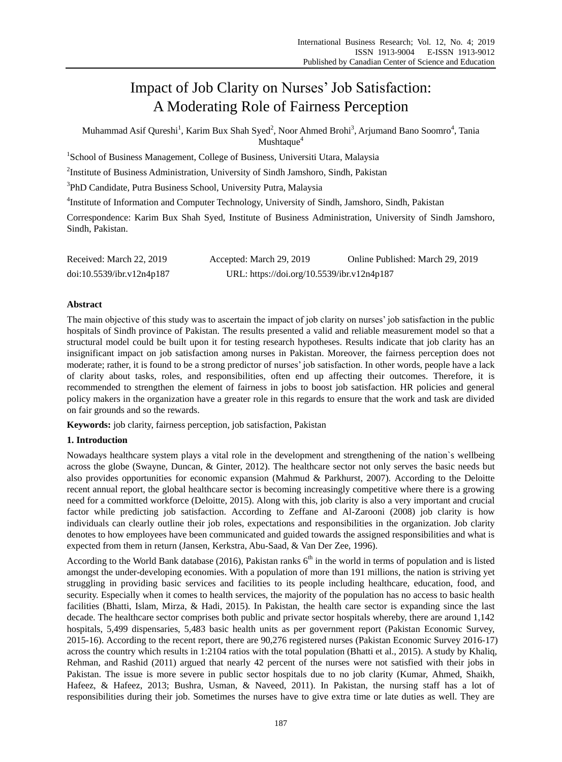# Impact of Job Clarity on Nurses' Job Satisfaction: A Moderating Role of Fairness Perception

Muhammad Asif Qureshi[1], Karim Bux Shah Syed[2], Noor Ahmed Brohi[3], Arjumand Bano Soomro[4], Tania Mushtaque[4]

[1]School of Business Management, College of Business, Universiti Utara, Malaysia

[2]Institute of Business Administration, University of Sindh Jamshoro, Sindh, Pakistan

[3]PhD Candidate, Putra Business School, University Putra, Malaysia

[4]Institute of Information and Computer Technology, University of Sindh, Jamshoro, Sindh, Pakistan

Correspondence: Karim Bux Shah Syed, Institute of Business Administration, University of Sindh Jamshoro, Sindh, Pakistan.

Received: March 22, 2019 Accepted: March 29, 2019 Online Published: March 29, 2019

doi:10.5539/ibr.v12n4p187 URL: https://doi.org/10.5539/ibr.v12n4p187

## Abstract

The main objective of this study was to ascertain the impact of job clarity on nurses' job satisfaction in the public hospitals of Sindh province of Pakistan. The results presented a valid and reliable measurement model so that a structural model could be built upon it for testing research hypotheses. Results indicate that job clarity has an insignificant impact on job satisfaction among nurses in Pakistan. Moreover, the fairness perception does not moderate; rather, it is found to be a strong predictor of nurses' job satisfaction. In other words, people have a lack of clarity about tasks, roles, and responsibilities, often end up affecting their outcomes. Therefore, it is recommended to strengthen the element of fairness in jobs to boost job satisfaction. HR policies and general policy makers in the organization have a greater role in this regards to ensure that the work and task are divided on fair grounds and so the rewards.

**Keywords:** job clarity, fairness perception, job satisfaction, Pakistan

## 1. Introduction

Nowadays healthcare system plays a vital role in the development and strengthening of the nation`s wellbeing across the globe (Swayne, Duncan, & Ginter, 2012). The healthcare sector not only serves the basic needs but also provides opportunities for economic expansion (Mahmud & Parkhurst, 2007). According to the Deloitte recent annual report, the global healthcare sector is becoming increasingly competitive where there is a growing need for a committed workforce (Deloitte, 2015). Along with this, job clarity is also a very important and crucial factor while predicting job satisfaction. According to Zeffane and Al-Zarooni (2008) job clarity is how individuals can clearly outline their job roles, expectations and responsibilities in the organization. Job clarity denotes to how employees have been communicated and guided towards the assigned responsibilities and what is expected from them in return (Jansen, Kerkstra, Abu-Saad, & Van Der Zee, 1996).

According to the World Bank database (2016), Pakistan ranks 6th in the world in terms of population and is listed amongst the under-developing economies. With a population of more than 191 millions, the nation is striving yet struggling in providing basic services and facilities to its people including healthcare, education, food, and security. Especially when it comes to health services, the majority of the population has no access to basic health facilities (Bhatti, Islam, Mirza, & Hadi, 2015). In Pakistan, the health care sector is expanding since the last decade. The healthcare sector comprises both public and private sector hospitals whereby, there are around 1,142 hospitals, 5,499 dispensaries, 5,483 basic health units as per government report (Pakistan Economic Survey, 2015-16). According to the recent report, there are 90,276 registered nurses (Pakistan Economic Survey 2016-17) across the country which results in 1:2104 ratios with the total population (Bhatti et al., 2015). A study by Khaliq, Rehman, and Rashid (2011) argued that nearly 42 percent of the nurses were not satisfied with their jobs in Pakistan. The issue is more severe in public sector hospitals due to no job clarity (Kumar, Ahmed, Shaikh, Hafeez, & Hafeez, 2013; Bushra, Usman, & Naveed, 2011). In Pakistan, the nursing staff has a lot of responsibilities during their job. Sometimes the nurses have to give extra time or late duties as well. They are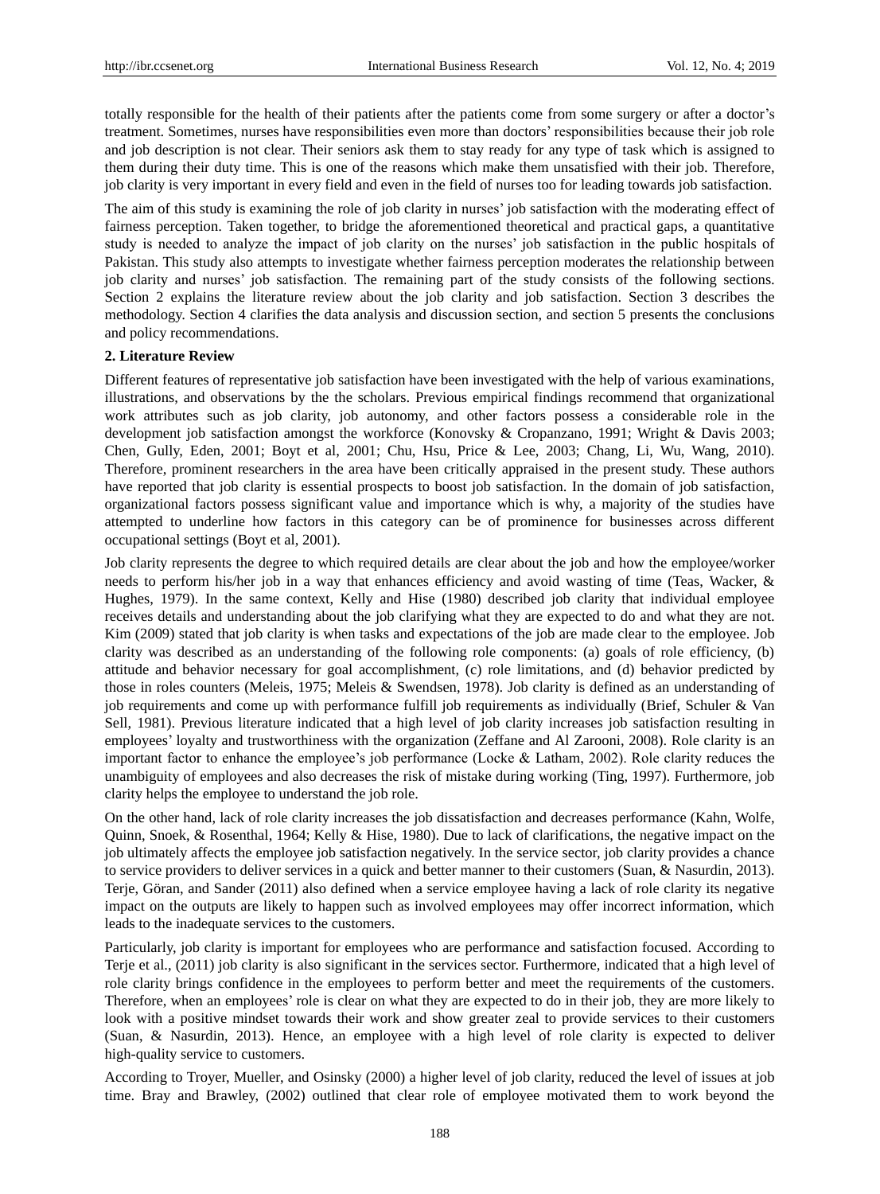totally responsible for the health of their patients after the patients come from some surgery or after a doctor's treatment. Sometimes, nurses have responsibilities even more than doctors' responsibilities because their job role and job description is not clear. Their seniors ask them to stay ready for any type of task which is assigned to them during their duty time. This is one of the reasons which make them unsatisfied with their job. Therefore, job clarity is very important in every field and even in the field of nurses too for leading towards job satisfaction.

The aim of this study is examining the role of job clarity in nurses' job satisfaction with the moderating effect of fairness perception. Taken together, to bridge the aforementioned theoretical and practical gaps, a quantitative study is needed to analyze the impact of job clarity on the nurses' job satisfaction in the public hospitals of Pakistan. This study also attempts to investigate whether fairness perception moderates the relationship between job clarity and nurses' job satisfaction. The remaining part of the study consists of the following sections. Section 2 explains the literature review about the job clarity and job satisfaction. Section 3 describes the methodology. Section 4 clarifies the data analysis and discussion section, and section 5 presents the conclusions and policy recommendations.

## 2. Literature Review

Different features of representative job satisfaction have been investigated with the help of various examinations, illustrations, and observations by the the scholars. Previous empirical findings recommend that organizational work attributes such as job clarity, job autonomy, and other factors possess a considerable role in the development job satisfaction amongst the workforce (Konovsky & Cropanzano, 1991; Wright & Davis 2003; Chen, Gully, Eden, 2001; Boyt et al, 2001; Chu, Hsu, Price & Lee, 2003; Chang, Li, Wu, Wang, 2010). Therefore, prominent researchers in the area have been critically appraised in the present study. These authors have reported that job clarity is essential prospects to boost job satisfaction. In the domain of job satisfaction, organizational factors possess significant value and importance which is why, a majority of the studies have attempted to underline how factors in this category can be of prominence for businesses across different occupational settings (Boyt et al, 2001).

Job clarity represents the degree to which required details are clear about the job and how the employee/worker needs to perform his/her job in a way that enhances efficiency and avoid wasting of time (Teas, Wacker, & Hughes, 1979). In the same context, Kelly and Hise (1980) described job clarity that individual employee receives details and understanding about the job clarifying what they are expected to do and what they are not. Kim (2009) stated that job clarity is when tasks and expectations of the job are made clear to the employee. Job clarity was described as an understanding of the following role components: (a) goals of role efficiency, (b) attitude and behavior necessary for goal accomplishment, (c) role limitations, and (d) behavior predicted by those in roles counters (Meleis, 1975; Meleis & Swendsen, 1978). Job clarity is defined as an understanding of job requirements and come up with performance fulfill job requirements as individually (Brief, Schuler & Van Sell, 1981). Previous literature indicated that a high level of job clarity increases job satisfaction resulting in employees' loyalty and trustworthiness with the organization (Zeffane and Al Zarooni, 2008). Role clarity is an important factor to enhance the employee's job performance (Locke & Latham, 2002). Role clarity reduces the unambiguity of employees and also decreases the risk of mistake during working (Ting, 1997). Furthermore, job clarity helps the employee to understand the job role.

On the other hand, lack of role clarity increases the job dissatisfaction and decreases performance (Kahn, Wolfe, Quinn, Snoek, & Rosenthal, 1964; Kelly & Hise, 1980). Due to lack of clarifications, the negative impact on the job ultimately affects the employee job satisfaction negatively. In the service sector, job clarity provides a chance to service providers to deliver services in a quick and better manner to their customers (Suan, & Nasurdin, 2013). Terje, Göran, and Sander (2011) also defined when a service employee having a lack of role clarity its negative impact on the outputs are likely to happen such as involved employees may offer incorrect information, which leads to the inadequate services to the customers.

Particularly, job clarity is important for employees who are performance and satisfaction focused. According to Terje et al., (2011) job clarity is also significant in the services sector. Furthermore, indicated that a high level of role clarity brings confidence in the employees to perform better and meet the requirements of the customers. Therefore, when an employees' role is clear on what they are expected to do in their job, they are more likely to look with a positive mindset towards their work and show greater zeal to provide services to their customers (Suan, & Nasurdin, 2013). Hence, an employee with a high level of role clarity is expected to deliver high-quality service to customers.

According to Troyer, Mueller, and Osinsky (2000) a higher level of job clarity, reduced the level of issues at job time. Bray and Brawley, (2002) outlined that clear role of employee motivated them to work beyond the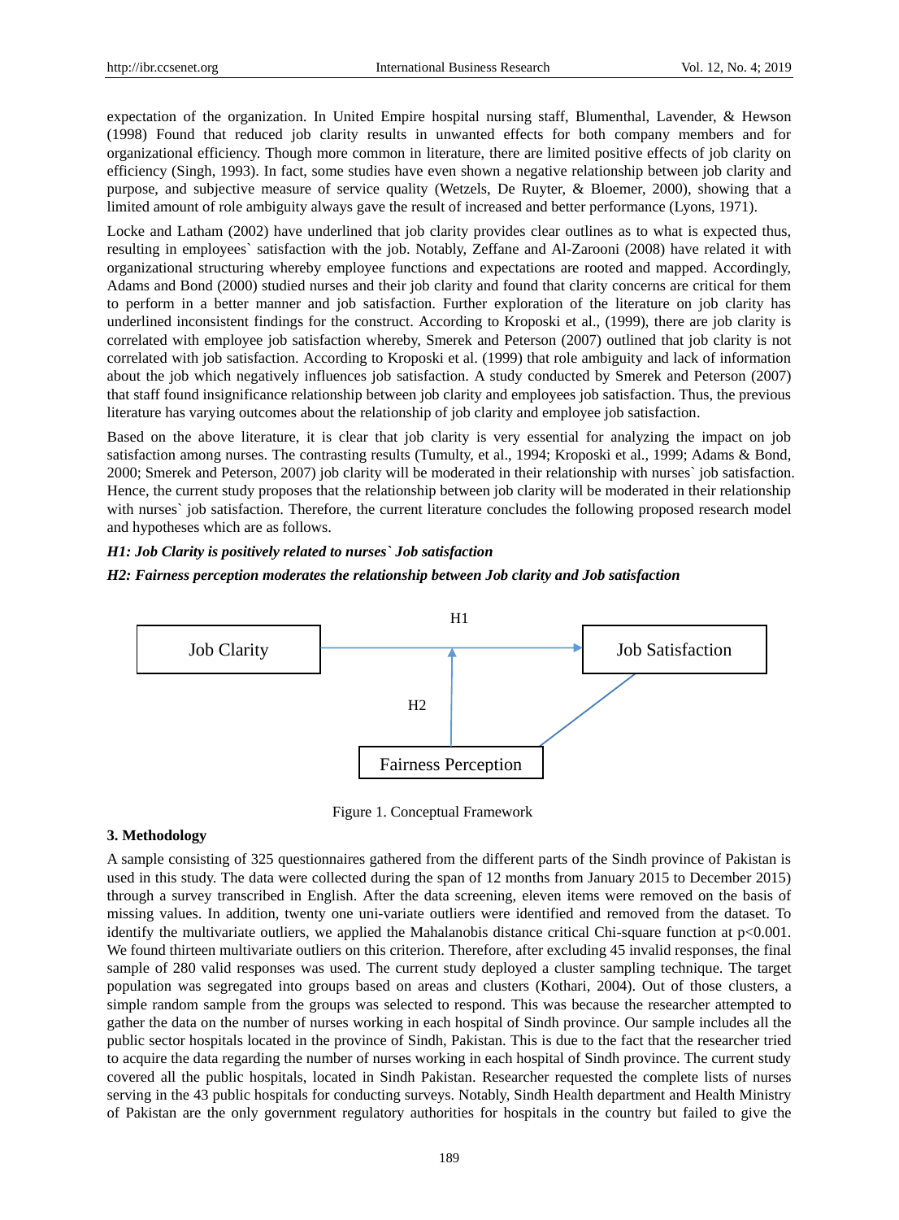expectation of the organization. In United Empire hospital nursing staff, Blumenthal, Lavender, & Hewson (1998) Found that reduced job clarity results in unwanted effects for both company members and for organizational efficiency. Though more common in literature, there are limited positive effects of job clarity on efficiency (Singh, 1993). In fact, some studies have even shown a negative relationship between job clarity and purpose, and subjective measure of service quality (Wetzels, De Ruyter, & Bloemer, 2000), showing that a limited amount of role ambiguity always gave the result of increased and better performance (Lyons, 1971).

Locke and Latham (2002) have underlined that job clarity provides clear outlines as to what is expected thus, resulting in employees` satisfaction with the job. Notably, Zeffane and Al-Zarooni (2008) have related it with organizational structuring whereby employee functions and expectations are rooted and mapped. Accordingly, Adams and Bond (2000) studied nurses and their job clarity and found that clarity concerns are critical for them to perform in a better manner and job satisfaction. Further exploration of the literature on job clarity has underlined inconsistent findings for the construct. According to Kroposki et al., (1999), there are job clarity is correlated with employee job satisfaction whereby, Smerek and Peterson (2007) outlined that job clarity is not correlated with job satisfaction. According to Kroposki et al. (1999) that role ambiguity and lack of information about the job which negatively influences job satisfaction. A study conducted by Smerek and Peterson (2007) that staff found insignificance relationship between job clarity and employees job satisfaction. Thus, the previous literature has varying outcomes about the relationship of job clarity and employee job satisfaction.

Based on the above literature, it is clear that job clarity is very essential for analyzing the impact on job satisfaction among nurses. The contrasting results (Tumulty, et al., 1994; Kroposki et al., 1999; Adams & Bond, 2000; Smerek and Peterson, 2007) job clarity will be moderated in their relationship with nurses` job satisfaction. Hence, the current study proposes that the relationship between job clarity will be moderated in their relationship with nurses` job satisfaction. Therefore, the current literature concludes the following proposed research model and hypotheses which are as follows.

***H1: Job Clarity is positively related to nurses` Job satisfaction***

***H2: Fairness perception moderates the relationship between Job clarity and Job satisfaction***

Job Clarity → (H1) → Job Satisfaction

Fairness Perception → (H2) → [Job Clarity–Job Satisfaction relationship]

Figure 1. Conceptual Framework

**3. Methodology**

A sample consisting of 325 questionnaires gathered from the different parts of the Sindh province of Pakistan is used in this study. The data were collected during the span of 12 months from January 2015 to December 2015) through a survey transcribed in English. After the data screening, eleven items were removed on the basis of missing values. In addition, twenty one uni-variate outliers were identified and removed from the dataset. To identify the multivariate outliers, we applied the Mahalanobis distance critical Chi-square function at $p<0.001$. We found thirteen multivariate outliers on this criterion. Therefore, after excluding 45 invalid responses, the final sample of 280 valid responses was used. The current study deployed a cluster sampling technique. The target population was segregated into groups based on areas and clusters (Kothari, 2004). Out of those clusters, a simple random sample from the groups was selected to respond. This was because the researcher attempted to gather the data on the number of nurses working in each hospital of Sindh province. Our sample includes all the public sector hospitals located in the province of Sindh, Pakistan. This is due to the fact that the researcher tried to acquire the data regarding the number of nurses working in each hospital of Sindh province. The current study covered all the public hospitals, located in Sindh Pakistan. Researcher requested the complete lists of nurses serving in the 43 public hospitals for conducting surveys. Notably, Sindh Health department and Health Ministry of Pakistan are the only government regulatory authorities for hospitals in the country but failed to give the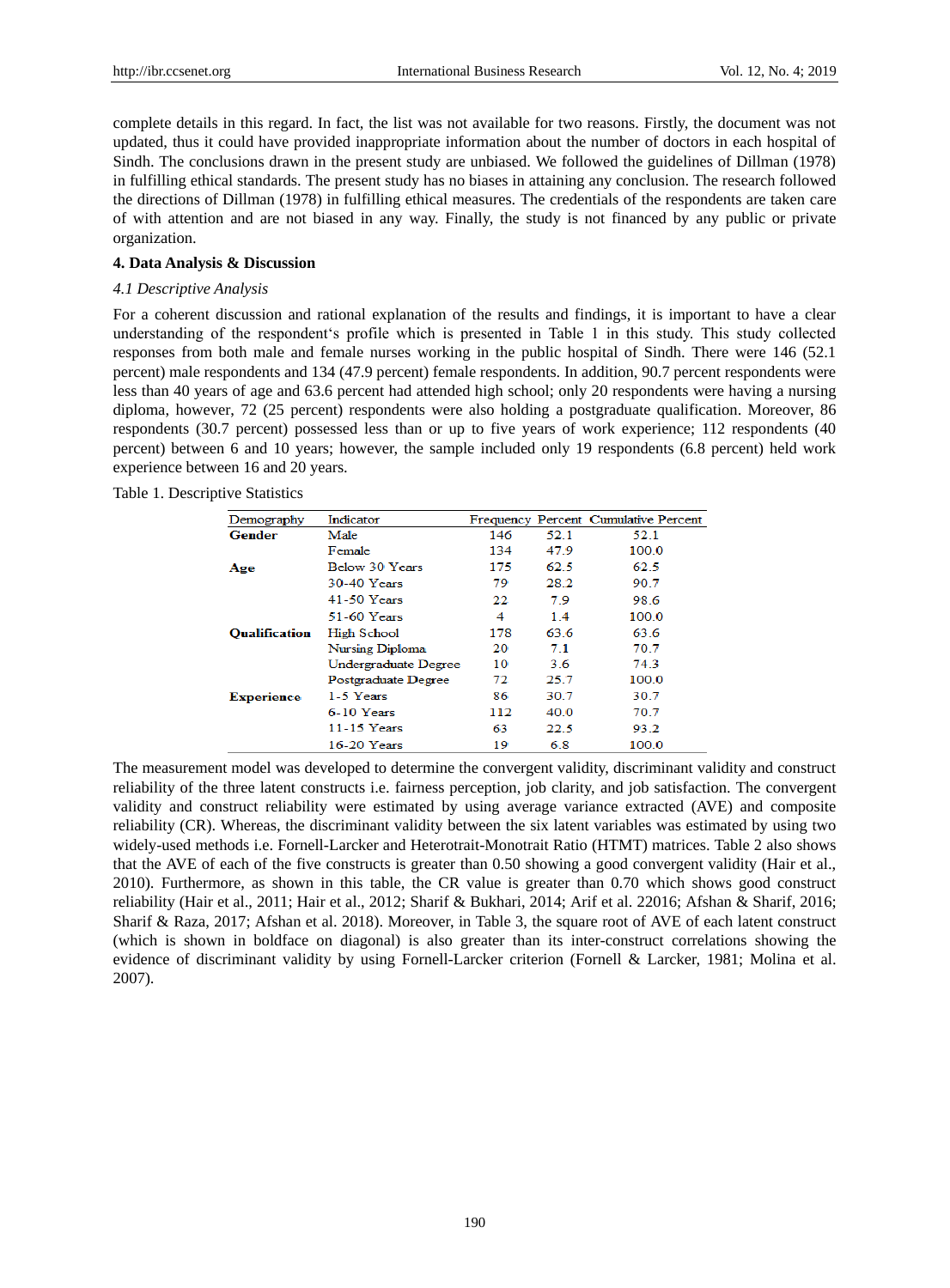complete details in this regard. In fact, the list was not available for two reasons. Firstly, the document was not updated, thus it could have provided inappropriate information about the number of doctors in each hospital of Sindh. The conclusions drawn in the present study are unbiased. We followed the guidelines of Dillman (1978) in fulfilling ethical standards. The present study has no biases in attaining any conclusion. The research followed the directions of Dillman (1978) in fulfilling ethical measures. The credentials of the respondents are taken care of with attention and are not biased in any way. Finally, the study is not financed by any public or private organization.

## 4. Data Analysis & Discussion

### *4.1 Descriptive Analysis*

For a coherent discussion and rational explanation of the results and findings, it is important to have a clear understanding of the respondent's profile which is presented in Table 1 in this study. This study collected responses from both male and female nurses working in the public hospital of Sindh. There were 146 (52.1 percent) male respondents and 134 (47.9 percent) female respondents. In addition, 90.7 percent respondents were less than 40 years of age and 63.6 percent had attended high school; only 20 respondents were having a nursing diploma, however, 72 (25 percent) respondents were also holding a postgraduate qualification. Moreover, 86 respondents (30.7 percent) possessed less than or up to five years of work experience; 112 respondents (40 percent) between 6 and 10 years; however, the sample included only 19 respondents (6.8 percent) held work experience between 16 and 20 years.

Table 1. Descriptive Statistics

| Demography | Indicator | Frequency | Percent | Cumulative Percent |
|---|---|---|---|---|
| **Gender** | Male | 146 | 52.1 | 52.1 |
| | Female | 134 | 47.9 | 100.0 |
| **Age** | Below 30 Years | 175 | 62.5 | 62.5 |
| | 30-40 Years | 79 | 28.2 | 90.7 |
| | 41-50 Years | 22 | 7.9 | 98.6 |
| | 51-60 Years | 4 | 1.4 | 100.0 |
| **Qualification** | High School | 178 | 63.6 | 63.6 |
| | Nursing Diploma | 20 | 7.1 | 70.7 |
| | Undergraduate Degree | 10 | 3.6 | 74.3 |
| | Postgraduate Degree | 72 | 25.7 | 100.0 |
| **Experience** | 1-5 Years | 86 | 30.7 | 30.7 |
| | 6-10 Years | 112 | 40.0 | 70.7 |
| | 11-15 Years | 63 | 22.5 | 93.2 |
| | 16-20 Years | 19 | 6.8 | 100.0 |

The measurement model was developed to determine the convergent validity, discriminant validity and construct reliability of the three latent constructs i.e. fairness perception, job clarity, and job satisfaction. The convergent validity and construct reliability were estimated by using average variance extracted (AVE) and composite reliability (CR). Whereas, the discriminant validity between the six latent variables was estimated by using two widely-used methods i.e. Fornell-Larcker and Heterotrait-Monotrait Ratio (HTMT) matrices. Table 2 also shows that the AVE of each of the five constructs is greater than 0.50 showing a good convergent validity (Hair et al., 2010). Furthermore, as shown in this table, the CR value is greater than 0.70 which shows good construct reliability (Hair et al., 2011; Hair et al., 2012; Sharif & Bukhari, 2014; Arif et al. 22016; Afshan & Sharif, 2016; Sharif & Raza, 2017; Afshan et al. 2018). Moreover, in Table 3, the square root of AVE of each latent construct (which is shown in boldface on diagonal) is also greater than its inter-construct correlations showing the evidence of discriminant validity by using Fornell-Larcker criterion (Fornell & Larcker, 1981; Molina et al. 2007).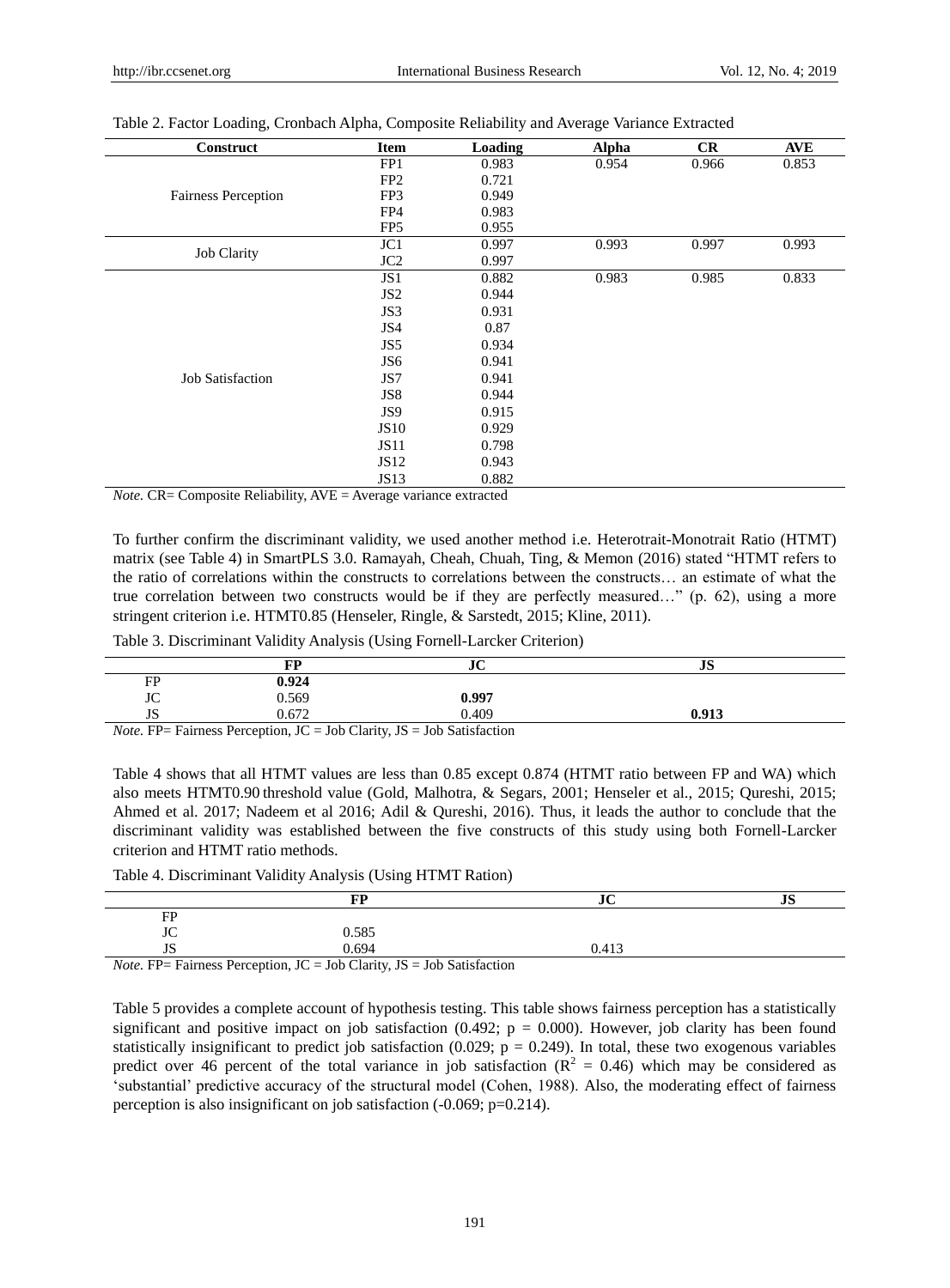Table 2. Factor Loading, Cronbach Alpha, Composite Reliability and Average Variance Extracted

| Construct | Item | Loading | Alpha | CR | AVE |
|---|---|---|---|---|---|
| Fairness Perception | FP1 | 0.983 | 0.954 | 0.966 | 0.853 |
| | FP2 | 0.721 | | | |
| | FP3 | 0.949 | | | |
| | FP4 | 0.983 | | | |
| | FP5 | 0.955 | | | |
| Job Clarity | JC1 | 0.997 | 0.993 | 0.997 | 0.993 |
| | JC2 | 0.997 | | | |
| Job Satisfaction | JS1 | 0.882 | 0.983 | 0.985 | 0.833 |
| | JS2 | 0.944 | | | |
| | JS3 | 0.931 | | | |
| | JS4 | 0.87 | | | |
| | JS5 | 0.934 | | | |
| | JS6 | 0.941 | | | |
| | JS7 | 0.941 | | | |
| | JS8 | 0.944 | | | |
| | JS9 | 0.915 | | | |
| | JS10 | 0.929 | | | |
| | JS11 | 0.798 | | | |
| | JS12 | 0.943 | | | |
| | JS13 | 0.882 | | | |

*Note.* CR= Composite Reliability, AVE = Average variance extracted

To further confirm the discriminant validity, we used another method i.e. Heterotrait-Monotrait Ratio (HTMT) matrix (see Table 4) in SmartPLS 3.0. Ramayah, Cheah, Chuah, Ting, & Memon (2016) stated "HTMT refers to the ratio of correlations within the constructs to correlations between the constructs… an estimate of what the true correlation between two constructs would be if they are perfectly measured…" (p. 62), using a more stringent criterion i.e. HTMT0.85 (Henseler, Ringle, & Sarstedt, 2015; Kline, 2011).

Table 3. Discriminant Validity Analysis (Using Fornell-Larcker Criterion)

| | FP | JC | JS |
|---|---|---|---|
| FP | **0.924** | | |
| JC | 0.569 | **0.997** | |
| JS | 0.672 | 0.409 | **0.913** |

*Note.* FP= Fairness Perception, JC = Job Clarity, JS = Job Satisfaction

Table 4 shows that all HTMT values are less than 0.85 except 0.874 (HTMT ratio between FP and WA) which also meets HTMT0.90 threshold value (Gold, Malhotra, & Segars, 2001; Henseler et al., 2015; Qureshi, 2015; Ahmed et al. 2017; Nadeem et al 2016; Adil & Qureshi, 2016). Thus, it leads the author to conclude that the discriminant validity was established between the five constructs of this study using both Fornell-Larcker criterion and HTMT ratio methods.

Table 4. Discriminant Validity Analysis (Using HTMT Ration)

| | FP | JC | JS |
|---|---|---|---|
| FP | | | |
| JC | 0.585 | | |
| JS | 0.694 | 0.413 | |

*Note.* FP= Fairness Perception, JC = Job Clarity, JS = Job Satisfaction

Table 5 provides a complete account of hypothesis testing. This table shows fairness perception has a statistically significant and positive impact on job satisfaction (0.492; $p = 0.000$). However, job clarity has been found statistically insignificant to predict job satisfaction (0.029; $p = 0.249$). In total, these two exogenous variables predict over 46 percent of the total variance in job satisfaction ($R^2 = 0.46$) which may be considered as 'substantial' predictive accuracy of the structural model (Cohen, 1988). Also, the moderating effect of fairness perception is also insignificant on job satisfaction (-0.069; $p=0.214$).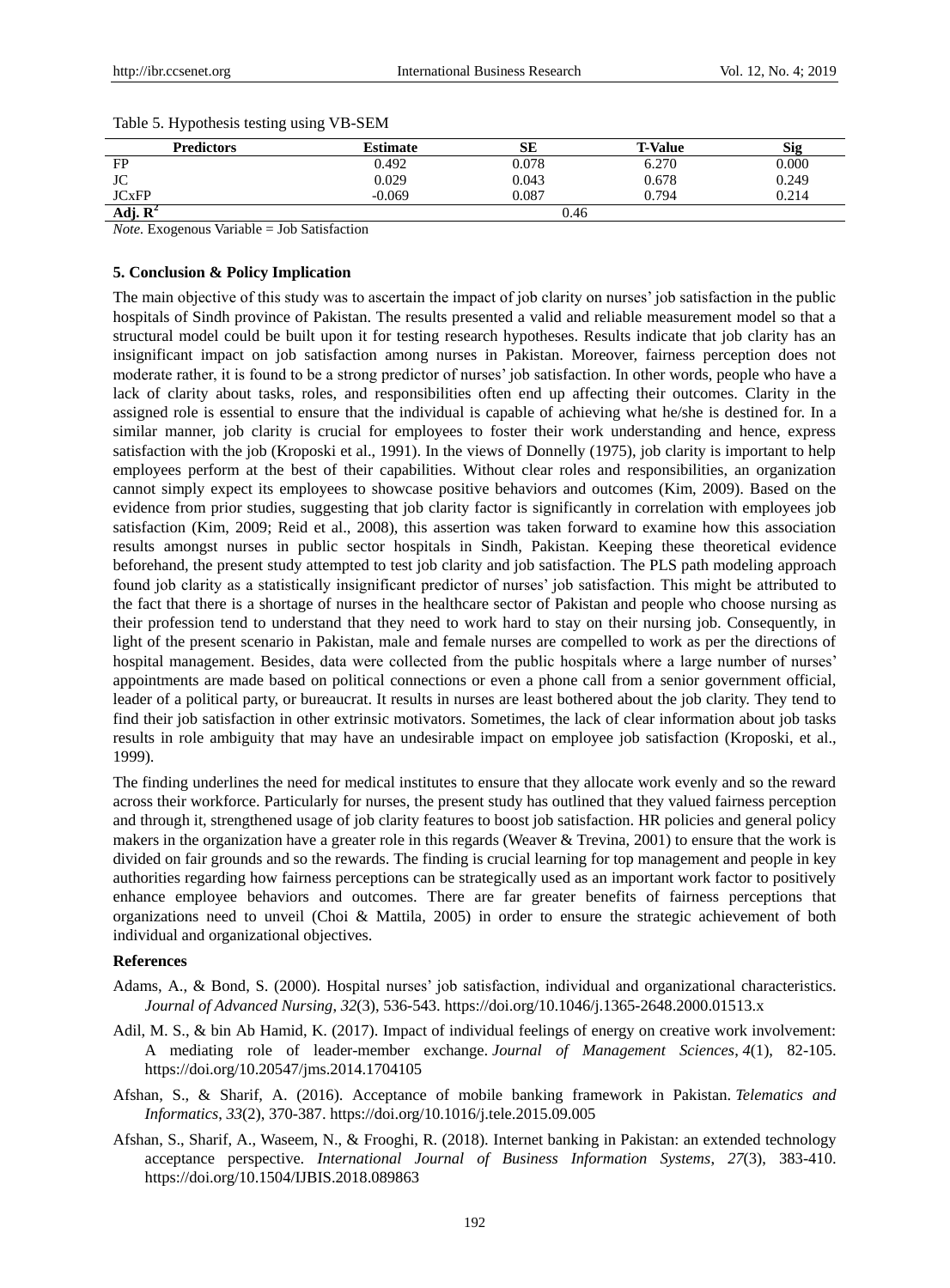Table 5. Hypothesis testing using VB-SEM

| Predictors | Estimate | SE | T-Value | Sig |
|---|---|---|---|---|
| FP | 0.492 | 0.078 | 6.270 | 0.000 |
| JC | 0.029 | 0.043 | 0.678 | 0.249 |
| JCxFP | -0.069 | 0.087 | 0.794 | 0.214 |
| Adj. $R^2$ | | 0.46 | | |

*Note.* Exogenous Variable = Job Satisfaction

## 5. Conclusion & Policy Implication

The main objective of this study was to ascertain the impact of job clarity on nurses' job satisfaction in the public hospitals of Sindh province of Pakistan. The results presented a valid and reliable measurement model so that a structural model could be built upon it for testing research hypotheses. Results indicate that job clarity has an insignificant impact on job satisfaction among nurses in Pakistan. Moreover, fairness perception does not moderate rather, it is found to be a strong predictor of nurses' job satisfaction. In other words, people who have a lack of clarity about tasks, roles, and responsibilities often end up affecting their outcomes. Clarity in the assigned role is essential to ensure that the individual is capable of achieving what he/she is destined for. In a similar manner, job clarity is crucial for employees to foster their work understanding and hence, express satisfaction with the job (Kroposki et al., 1991). In the views of Donnelly (1975), job clarity is important to help employees perform at the best of their capabilities. Without clear roles and responsibilities, an organization cannot simply expect its employees to showcase positive behaviors and outcomes (Kim, 2009). Based on the evidence from prior studies, suggesting that job clarity factor is significantly in correlation with employees job satisfaction (Kim, 2009; Reid et al., 2008), this assertion was taken forward to examine how this association results amongst nurses in public sector hospitals in Sindh, Pakistan. Keeping these theoretical evidence beforehand, the present study attempted to test job clarity and job satisfaction. The PLS path modeling approach found job clarity as a statistically insignificant predictor of nurses' job satisfaction. This might be attributed to the fact that there is a shortage of nurses in the healthcare sector of Pakistan and people who choose nursing as their profession tend to understand that they need to work hard to stay on their nursing job. Consequently, in light of the present scenario in Pakistan, male and female nurses are compelled to work as per the directions of hospital management. Besides, data were collected from the public hospitals where a large number of nurses' appointments are made based on political connections or even a phone call from a senior government official, leader of a political party, or bureaucrat. It results in nurses are least bothered about the job clarity. They tend to find their job satisfaction in other extrinsic motivators. Sometimes, the lack of clear information about job tasks results in role ambiguity that may have an undesirable impact on employee job satisfaction (Kroposki, et al., 1999).

The finding underlines the need for medical institutes to ensure that they allocate work evenly and so the reward across their workforce. Particularly for nurses, the present study has outlined that they valued fairness perception and through it, strengthened usage of job clarity features to boost job satisfaction. HR policies and general policy makers in the organization have a greater role in this regards (Weaver & Trevina, 2001) to ensure that the work is divided on fair grounds and so the rewards. The finding is crucial learning for top management and people in key authorities regarding how fairness perceptions can be strategically used as an important work factor to positively enhance employee behaviors and outcomes. There are far greater benefits of fairness perceptions that organizations need to unveil (Choi & Mattila, 2005) in order to ensure the strategic achievement of both individual and organizational objectives.

## References

Adams, A., & Bond, S. (2000). Hospital nurses' job satisfaction, individual and organizational characteristics. *Journal of Advanced Nursing*, *32*(3), 536-543. https://doi.org/10.1046/j.1365-2648.2000.01513.x

Adil, M. S., & bin Ab Hamid, K. (2017). Impact of individual feelings of energy on creative work involvement: A mediating role of leader-member exchange. *Journal of Management Sciences*, *4*(1), 82-105. https://doi.org/10.20547/jms.2014.1704105

Afshan, S., & Sharif, A. (2016). Acceptance of mobile banking framework in Pakistan. *Telematics and Informatics*, *33*(2), 370-387. https://doi.org/10.1016/j.tele.2015.09.005

Afshan, S., Sharif, A., Waseem, N., & Frooghi, R. (2018). Internet banking in Pakistan: an extended technology acceptance perspective. *International Journal of Business Information Systems*, *27*(3), 383-410. https://doi.org/10.1504/IJBIS.2018.089863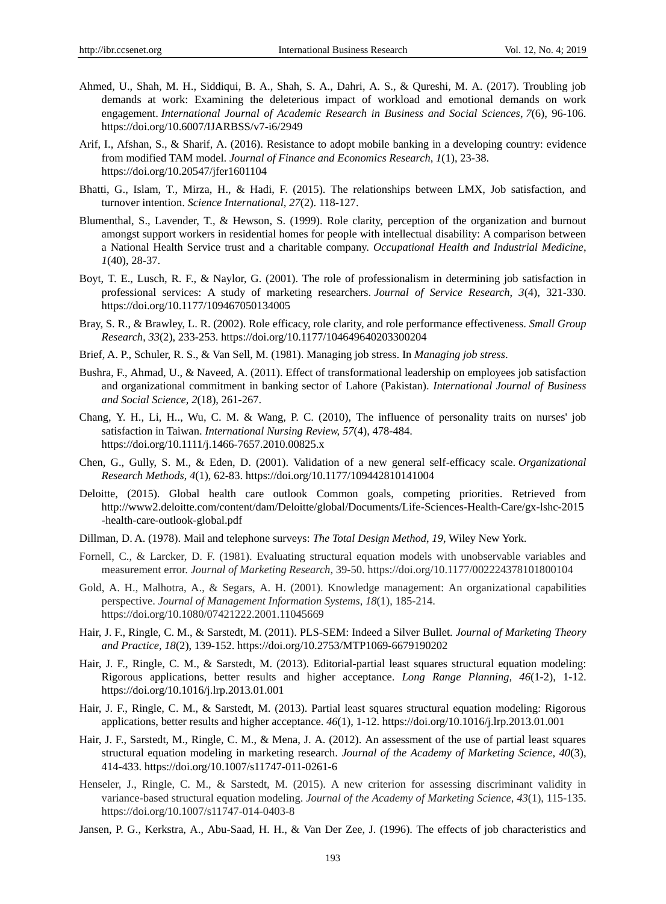Ahmed, U., Shah, M. H., Siddiqui, B. A., Shah, S. A., Dahri, A. S., & Qureshi, M. A. (2017). Troubling job demands at work: Examining the deleterious impact of workload and emotional demands on work engagement. *International Journal of Academic Research in Business and Social Sciences*, *7*(6), 96-106. https://doi.org/10.6007/IJARBSS/v7-i6/2949

Arif, I., Afshan, S., & Sharif, A. (2016). Resistance to adopt mobile banking in a developing country: evidence from modified TAM model. *Journal of Finance and Economics Research, 1*(1), 23-38. https://doi.org/10.20547/jfer1601104

Bhatti, G., Islam, T., Mirza, H., & Hadi, F. (2015). The relationships between LMX, Job satisfaction, and turnover intention. *Science International, 27*(2). 118-127.

Blumenthal, S., Lavender, T., & Hewson, S. (1999). Role clarity, perception of the organization and burnout amongst support workers in residential homes for people with intellectual disability: A comparison between a National Health Service trust and a charitable company. *Occupational Health and Industrial Medicine*, *1*(40), 28-37.

Boyt, T. E., Lusch, R. F., & Naylor, G. (2001). The role of professionalism in determining job satisfaction in professional services: A study of marketing researchers. *Journal of Service Research*, *3*(4), 321-330. https://doi.org/10.1177/109467050134005

Bray, S. R., & Brawley, L. R. (2002). Role efficacy, role clarity, and role performance effectiveness. *Small Group Research*, *33*(2), 233-253. https://doi.org/10.1177/104649640203300204

Brief, A. P., Schuler, R. S., & Van Sell, M. (1981). Managing job stress. In *Managing job stress*.

Bushra, F., Ahmad, U., & Naveed, A. (2011). Effect of transformational leadership on employees job satisfaction and organizational commitment in banking sector of Lahore (Pakistan). *International Journal of Business and Social Science*, *2*(18), 261-267.

Chang, Y. H., Li, H.., Wu, C. M. & Wang, P. C. (2010), The influence of personality traits on nurses' job satisfaction in Taiwan. *International Nursing Review, 57*(4), 478-484. https://doi.org/10.1111/j.1466-7657.2010.00825.x

Chen, G., Gully, S. M., & Eden, D. (2001). Validation of a new general self-efficacy scale. *Organizational Research Methods*, *4*(1), 62-83. https://doi.org/10.1177/109442810141004

Deloitte, (2015). Global health care outlook Common goals, competing priorities. Retrieved from http://www2.deloitte.com/content/dam/Deloitte/global/Documents/Life-Sciences-Health-Care/gx-lshc-2015-health-care-outlook-global.pdf

Dillman, D. A. (1978). Mail and telephone surveys: *The Total Design Method*, *19*, Wiley New York.

Fornell, C., & Larcker, D. F. (1981). Evaluating structural equation models with unobservable variables and measurement error. *Journal of Marketing Research*, 39-50. https://doi.org/10.1177/002224378101800104

Gold, A. H., Malhotra, A., & Segars, A. H. (2001). Knowledge management: An organizational capabilities perspective. *Journal of Management Information Systems*, *18*(1), 185-214. https://doi.org/10.1080/07421222.2001.11045669

Hair, J. F., Ringle, C. M., & Sarstedt, M. (2011). PLS-SEM: Indeed a Silver Bullet. *Journal of Marketing Theory and Practice*, *18*(2), 139-152. https://doi.org/10.2753/MTP1069-6679190202

Hair, J. F., Ringle, C. M., & Sarstedt, M. (2013). Editorial-partial least squares structural equation modeling: Rigorous applications, better results and higher acceptance. *Long Range Planning, 46*(1-2), 1-12. https://doi.org/10.1016/j.lrp.2013.01.001

Hair, J. F., Ringle, C. M., & Sarstedt, M. (2013). Partial least squares structural equation modeling: Rigorous applications, better results and higher acceptance. *46*(1), 1-12. https://doi.org/10.1016/j.lrp.2013.01.001

Hair, J. F., Sarstedt, M., Ringle, C. M., & Mena, J. A. (2012). An assessment of the use of partial least squares structural equation modeling in marketing research. *Journal of the Academy of Marketing Science, 40*(3), 414-433. https://doi.org/10.1007/s11747-011-0261-6

Henseler, J., Ringle, C. M., & Sarstedt, M. (2015). A new criterion for assessing discriminant validity in variance-based structural equation modeling. *Journal of the Academy of Marketing Science*, *43*(1), 115-135. https://doi.org/10.1007/s11747-014-0403-8

Jansen, P. G., Kerkstra, A., Abu-Saad, H. H., & Van Der Zee, J. (1996). The effects of job characteristics and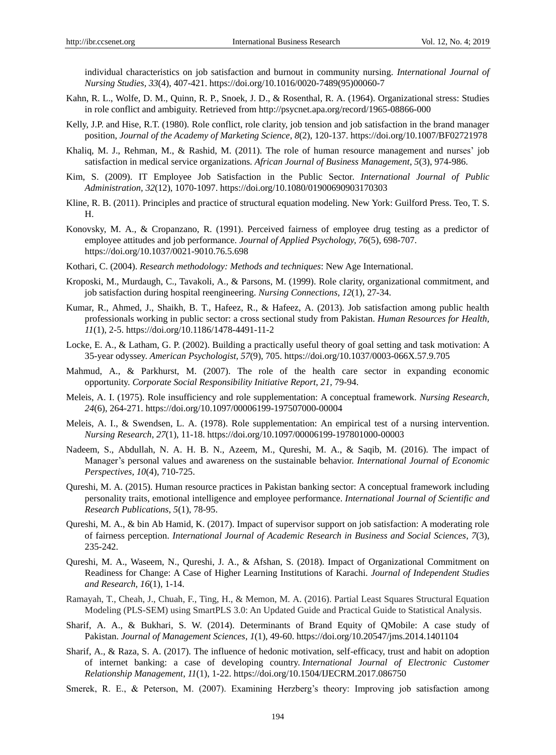individual characteristics on job satisfaction and burnout in community nursing. *International Journal of Nursing Studies, 33*(4), 407-421. https://doi.org/10.1016/0020-7489(95)00060-7

Kahn, R. L., Wolfe, D. M., Quinn, R. P., Snoek, J. D., & Rosenthal, R. A. (1964). Organizational stress: Studies in role conflict and ambiguity. Retrieved from http://psycnet.apa.org/record/1965-08866-000

Kelly, J.P. and Hise, R.T. (1980). Role conflict, role clarity, job tension and job satisfaction in the brand manager position, *Journal of the Academy of Marketing Science*, *8*(2), 120-137. https://doi.org/10.1007/BF02721978

Khaliq, M. J., Rehman, M., & Rashid, M. (2011). The role of human resource management and nurses' job satisfaction in medical service organizations. *African Journal of Business Management*, *5*(3), 974-986.

Kim, S. (2009). IT Employee Job Satisfaction in the Public Sector. *International Journal of Public Administration, 32*(12), 1070-1097. https://doi.org/10.1080/01900690903170303

Kline, R. B. (2011). Principles and practice of structural equation modeling. New York: Guilford Press. Teo, T. S. H.

Konovsky, M. A., & Cropanzano, R. (1991). Perceived fairness of employee drug testing as a predictor of employee attitudes and job performance. *Journal of Applied Psychology, 76*(5), 698-707. https://doi.org/10.1037/0021-9010.76.5.698

Kothari, C. (2004). *Research methodology: Methods and techniques*: New Age International.

Kroposki, M., Murdaugh, C., Tavakoli, A., & Parsons, M. (1999). Role clarity, organizational commitment, and job satisfaction during hospital reengineering. *Nursing Connections, 12*(1), 27-34.

Kumar, R., Ahmed, J., Shaikh, B. T., Hafeez, R., & Hafeez, A. (2013). Job satisfaction among public health professionals working in public sector: a cross sectional study from Pakistan. *Human Resources for Health, 11*(1), 2-5. https://doi.org/10.1186/1478-4491-11-2

Locke, E. A., & Latham, G. P. (2002). Building a practically useful theory of goal setting and task motivation: A 35-year odyssey. *American Psychologist, 57*(9), 705. https://doi.org/10.1037/0003-066X.57.9.705

Mahmud, A., & Parkhurst, M. (2007). The role of the health care sector in expanding economic opportunity. *Corporate Social Responsibility Initiative Report, 21*, 79-94.

Meleis, A. I. (1975). Role insufficiency and role supplementation: A conceptual framework. *Nursing Research, 24*(6), 264-271. https://doi.org/10.1097/00006199-197507000-00004

Meleis, A. I., & Swendsen, L. A. (1978). Role supplementation: An empirical test of a nursing intervention. *Nursing Research, 27*(1), 11-18. https://doi.org/10.1097/00006199-197801000-00003

Nadeem, S., Abdullah, N. A. H. B. N., Azeem, M., Qureshi, M. A., & Saqib, M. (2016). The impact of Manager's personal values and awareness on the sustainable behavior. *International Journal of Economic Perspectives, 10*(4), 710-725.

Qureshi, M. A. (2015). Human resource practices in Pakistan banking sector: A conceptual framework including personality traits, emotional intelligence and employee performance. *International Journal of Scientific and Research Publications*, *5*(1), 78-95.

Qureshi, M. A., & bin Ab Hamid, K. (2017). Impact of supervisor support on job satisfaction: A moderating role of fairness perception. *International Journal of Academic Research in Business and Social Sciences*, *7*(3), 235-242.

Qureshi, M. A., Waseem, N., Qureshi, J. A., & Afshan, S. (2018). Impact of Organizational Commitment on Readiness for Change: A Case of Higher Learning Institutions of Karachi. *Journal of Independent Studies and Research, 16*(1), 1-14.

Ramayah, T., Cheah, J., Chuah, F., Ting, H., & Memon, M. A. (2016). Partial Least Squares Structural Equation Modeling (PLS-SEM) using SmartPLS 3.0: An Updated Guide and Practical Guide to Statistical Analysis.

Sharif, A. A., & Bukhari, S. W. (2014). Determinants of Brand Equity of QMobile: A case study of Pakistan. *Journal of Management Sciences*, *1*(1), 49-60. https://doi.org/10.20547/jms.2014.1401104

Sharif, A., & Raza, S. A. (2017). The influence of hedonic motivation, self-efficacy, trust and habit on adoption of internet banking: a case of developing country. *International Journal of Electronic Customer Relationship Management*, *11*(1), 1-22. https://doi.org/10.1504/IJECRM.2017.086750

Smerek, R. E., & Peterson, M. (2007). Examining Herzberg's theory: Improving job satisfaction among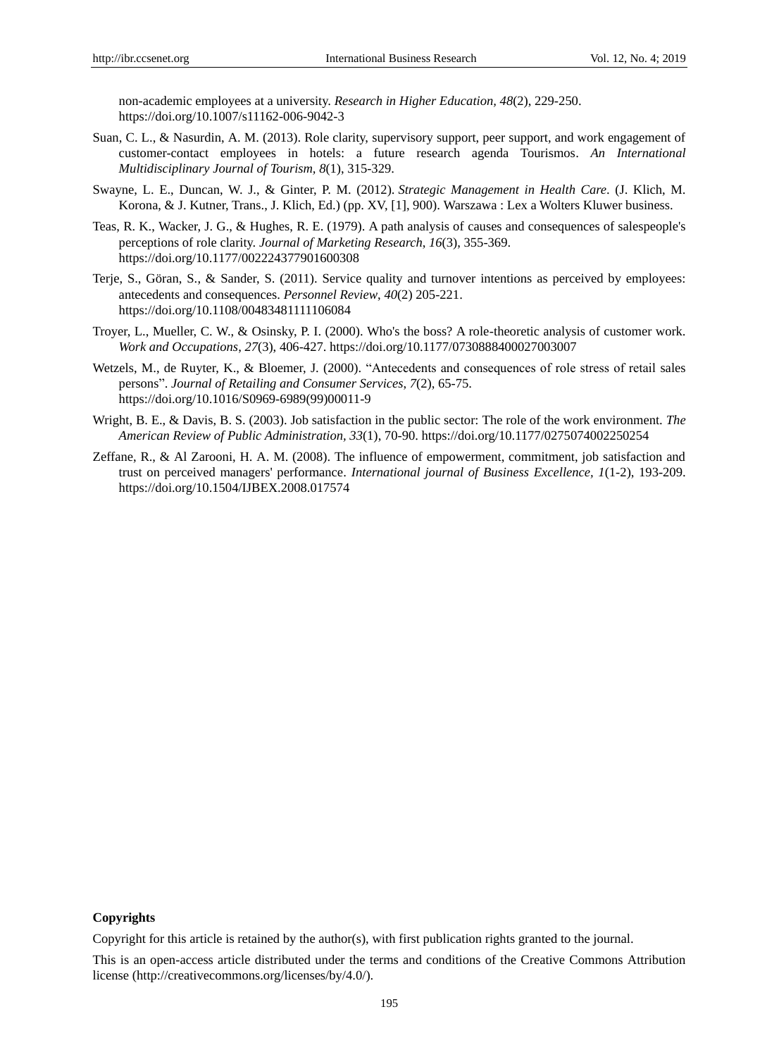non-academic employees at a university. *Research in Higher Education, 48*(2), 229-250. https://doi.org/10.1007/s11162-006-9042-3

Suan, C. L., & Nasurdin, A. M. (2013). Role clarity, supervisory support, peer support, and work engagement of customer-contact employees in hotels: a future research agenda Tourismos. *An International Multidisciplinary Journal of Tourism, 8*(1), 315-329.

Swayne, L. E., Duncan, W. J., & Ginter, P. M. (2012). *Strategic Management in Health Care*. (J. Klich, M. Korona, & J. Kutner, Trans., J. Klich, Ed.) (pp. XV, [1], 900). Warszawa : Lex a Wolters Kluwer business.

Teas, R. K., Wacker, J. G., & Hughes, R. E. (1979). A path analysis of causes and consequences of salespeople's perceptions of role clarity. *Journal of Marketing Research, 16*(3), 355-369. https://doi.org/10.1177/002224377901600308

Terje, S., Göran, S., & Sander, S. (2011). Service quality and turnover intentions as perceived by employees: antecedents and consequences. *Personnel Review*, *40*(2) 205-221. https://doi.org/10.1108/00483481111106084

Troyer, L., Mueller, C. W., & Osinsky, P. I. (2000). Who's the boss? A role-theoretic analysis of customer work. *Work and Occupations*, *27*(3), 406-427. https://doi.org/10.1177/0730888400027003007

Wetzels, M., de Ruyter, K., & Bloemer, J. (2000). "Antecedents and consequences of role stress of retail sales persons". *Journal of Retailing and Consumer Services, 7*(2), 65-75. https://doi.org/10.1016/S0969-6989(99)00011-9

Wright, B. E., & Davis, B. S. (2003). Job satisfaction in the public sector: The role of the work environment. *The American Review of Public Administration*, *33*(1), 70-90. https://doi.org/10.1177/0275074002250254

Zeffane, R., & Al Zarooni, H. A. M. (2008). The influence of empowerment, commitment, job satisfaction and trust on perceived managers' performance. *International journal of Business Excellence, 1*(1-2), 193-209. https://doi.org/10.1504/IJBEX.2008.017574

**Copyrights**

Copyright for this article is retained by the author(s), with first publication rights granted to the journal.

This is an open-access article distributed under the terms and conditions of the Creative Commons Attribution license (http://creativecommons.org/licenses/by/4.0/).